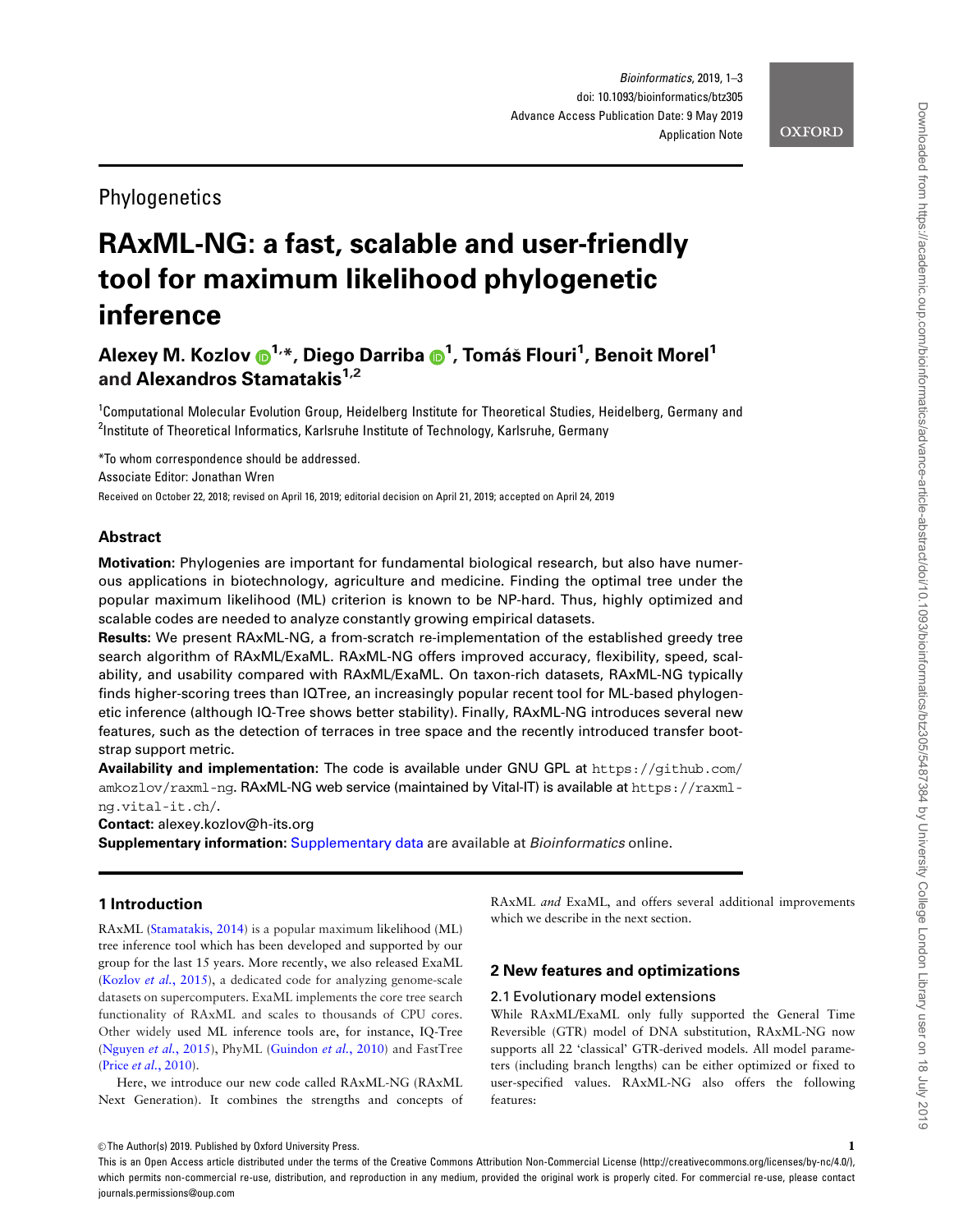Phylogenetics

# RAxML-NG: a fast, scalable and user-friendly tool for maximum likelihood phylogenetic inference

**Alexey M. Kozlov [1,*], Diego Darriba [1], Tomáš Flouri [1], Benoit Morel [1] and Alexandros Stamatakis [1,2]**

[1]Computational Molecular Evolution Group, Heidelberg Institute for Theoretical Studies, Heidelberg, Germany and [2]Institute of Theoretical Informatics, Karlsruhe Institute of Technology, Karlsruhe, Germany

*To whom correspondence should be addressed.

Associate Editor: Jonathan Wren

Received on October 22, 2018; revised on April 16, 2019; editorial decision on April 21, 2019; accepted on April 24, 2019

## Abstract

**Motivation:** Phylogenies are important for fundamental biological research, but also have numerous applications in biotechnology, agriculture and medicine. Finding the optimal tree under the popular maximum likelihood (ML) criterion is known to be NP-hard. Thus, highly optimized and scalable codes are needed to analyze constantly growing empirical datasets.

**Results:** We present RAxML-NG, a from-scratch re-implementation of the established greedy tree search algorithm of RAxML/ExaML. RAxML-NG offers improved accuracy, flexibility, speed, scalability, and usability compared with RAxML/ExaML. On taxon-rich datasets, RAxML-NG typically finds higher-scoring trees than IQTree, an increasingly popular recent tool for ML-based phylogenetic inference (although IQ-Tree shows better stability). Finally, RAxML-NG introduces several new features, such as the detection of terraces in tree space and the recently introduced transfer bootstrap support metric.

**Availability and implementation**: The code is available under GNU GPL at `https://github.com/amkozlov/raxml-ng`. RAxML-NG web service (maintained by Vital-IT) is available at `https://raxml-ng.vital-it.ch/`.

**Contact:** alexey.kozlov@h-its.org

**Supplementary information:** Supplementary data are available at *Bioinformatics* online.

## 1 Introduction

RAxML (Stamatakis, 2014) is a popular maximum likelihood (ML) tree inference tool which has been developed and supported by our group for the last 15 years. More recently, we also released ExaML (Kozlov *et al.*, 2015), a dedicated code for analyzing genome-scale datasets on supercomputers. ExaML implements the core tree search functionality of RAxML and scales to thousands of CPU cores. Other widely used ML inference tools are, for instance, IQ-Tree (Nguyen *et al.*, 2015), PhyML (Guindon *et al.*, 2010) and FastTree (Price *et al.*, 2010).

Here, we introduce our new code called RAxML-NG (RAxML Next Generation). It combines the strengths and concepts of RAxML *and* ExaML, and offers several additional improvements which we describe in the next section.

## 2 New features and optimizations

### 2.1 Evolutionary model extensions

While RAxML/ExaML only fully supported the General Time Reversible (GTR) model of DNA substitution, RAxML-NG now supports all 22 'classical' GTR-derived models. All model parameters (including branch lengths) can be either optimized or fixed to user-specified values. RAxML-NG also offers the following features:

© The Author(s) 2019. Published by Oxford University Press.

This is an Open Access article distributed under the terms of the Creative Commons Attribution Non-Commercial License (http://creativecommons.org/licenses/by-nc/4.0/), which permits non-commercial re-use, distribution, and reproduction in any medium, provided the original work is properly cited. For commercial re-use, please contact journals.permissions@oup.com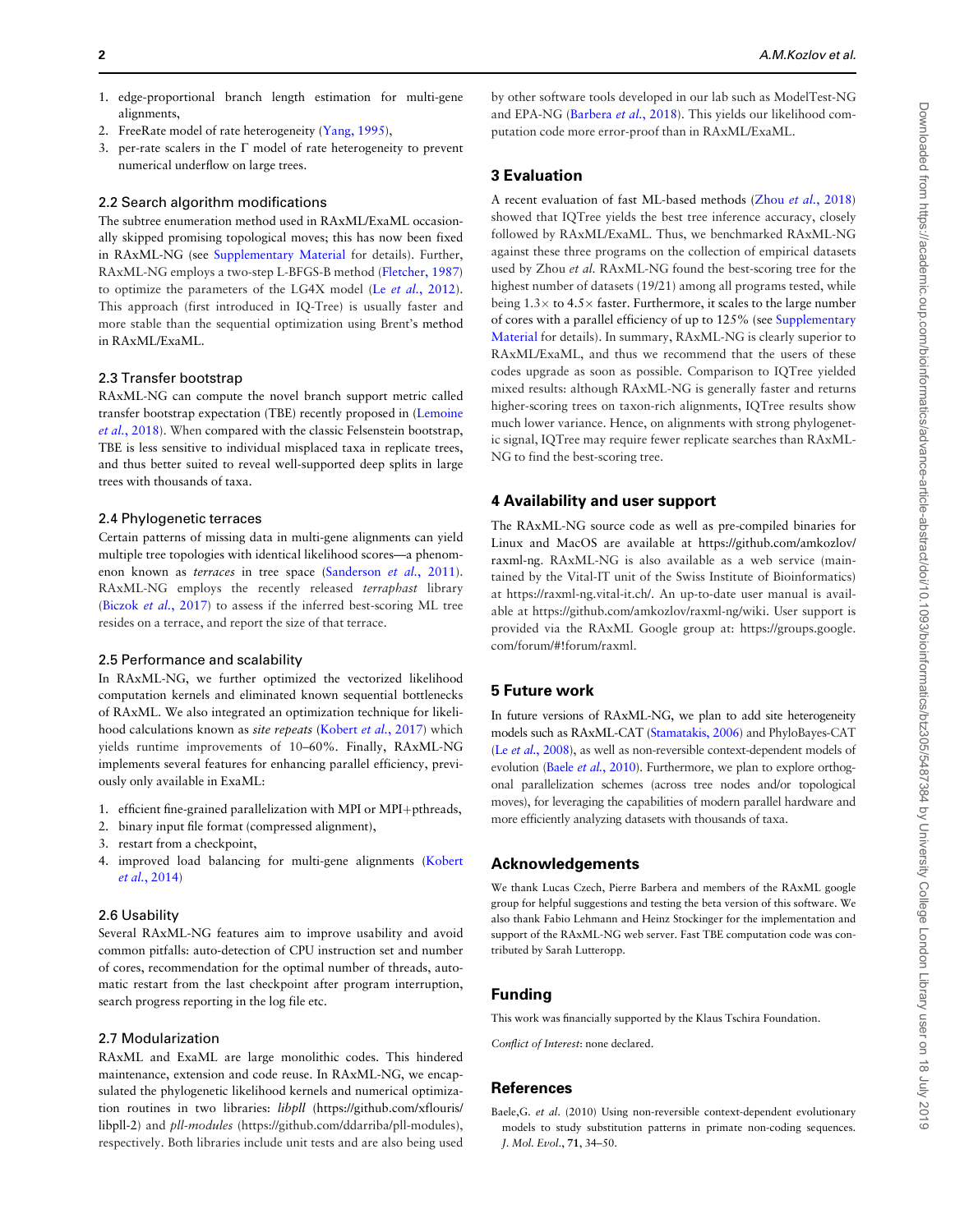1. edge-proportional branch length estimation for multi-gene alignments,
2. FreeRate model of rate heterogeneity (Yang, 1995),
3. per-rate scalers in the $\Gamma$ model of rate heterogeneity to prevent numerical underflow on large trees.

### 2.2 Search algorithm modifications

The subtree enumeration method used in RAxML/ExaML occasionally skipped promising topological moves; this has now been fixed in RAxML-NG (see Supplementary Material for details). Further, RAxML-NG employs a two-step L-BFGS-B method (Fletcher, 1987) to optimize the parameters of the LG4X model (Le *et al.*, 2012). This approach (first introduced in IQ-Tree) is usually faster and more stable than the sequential optimization using Brent's method in RAxML/ExaML.

### 2.3 Transfer bootstrap

RAxML-NG can compute the novel branch support metric called transfer bootstrap expectation (TBE) recently proposed in (Lemoine *et al.*, 2018). When compared with the classic Felsenstein bootstrap, TBE is less sensitive to individual misplaced taxa in replicate trees, and thus better suited to reveal well-supported deep splits in large trees with thousands of taxa.

### 2.4 Phylogenetic terraces

Certain patterns of missing data in multi-gene alignments can yield multiple tree topologies with identical likelihood scores—a phenomenon known as *terraces* in tree space (Sanderson *et al.*, 2011). RAxML-NG employs the recently released *terraphast* library (Biczok *et al.*, 2017) to assess if the inferred best-scoring ML tree resides on a terrace, and report the size of that terrace.

### 2.5 Performance and scalability

In RAxML-NG, we further optimized the vectorized likelihood computation kernels and eliminated known sequential bottlenecks of RAxML. We also integrated an optimization technique for likelihood calculations known as *site repeats* (Kobert *et al.*, 2017) which yields runtime improvements of 10–60%. Finally, RAxML-NG implements several features for enhancing parallel efficiency, previously only available in ExaML:

1. efficient fine-grained parallelization with MPI or MPI+pthreads,
2. binary input file format (compressed alignment),
3. restart from a checkpoint,
4. improved load balancing for multi-gene alignments (Kobert *et al.*, 2014)

### 2.6 Usability

Several RAxML-NG features aim to improve usability and avoid common pitfalls: auto-detection of CPU instruction set and number of cores, recommendation for the optimal number of threads, automatic restart from the last checkpoint after program interruption, search progress reporting in the log file etc.

### 2.7 Modularization

RAxML and ExaML are large monolithic codes. This hindered maintenance, extension and code reuse. In RAxML-NG, we encapsulated the phylogenetic likelihood kernels and numerical optimization routines in two libraries: *libpll* (https://github.com/xflouris/libpll-2) and *pll-modules* (https://github.com/ddarriba/pll-modules), respectively. Both libraries include unit tests and are also being used by other software tools developed in our lab such as ModelTest-NG and EPA-NG (Barbera *et al.*, 2018). This yields our likelihood computation code more error-proof than in RAxML/ExaML.

## 3 Evaluation

A recent evaluation of fast ML-based methods (Zhou *et al.*, 2018) showed that IQTree yields the best tree inference accuracy, closely followed by RAxML/ExaML. Thus, we benchmarked RAxML-NG against these three programs on the collection of empirical datasets used by Zhou *et al.* RAxML-NG found the best-scoring tree for the highest number of datasets (19/21) among all programs tested, while being $1.3\times$ to $4.5\times$ faster. Furthermore, it scales to the large number of cores with a parallel efficiency of up to 125% (see Supplementary Material for details). In summary, RAxML-NG is clearly superior to RAxML/ExaML, and thus we recommend that the users of these codes upgrade as soon as possible. Comparison to IQTree yielded mixed results: although RAxML-NG is generally faster and returns higher-scoring trees on taxon-rich alignments, IQTree results show much lower variance. Hence, on alignments with strong phylogenetic signal, IQTree may require fewer replicate searches than RAxML-NG to find the best-scoring tree.

## 4 Availability and user support

The RAxML-NG source code as well as pre-compiled binaries for Linux and MacOS are available at https://github.com/amkozlov/raxml-ng. RAxML-NG is also available as a web service (maintained by the Vital-IT unit of the Swiss Institute of Bioinformatics) at https://raxml-ng.vital-it.ch/. An up-to-date user manual is available at https://github.com/amkozlov/raxml-ng/wiki. User support is provided via the RAxML Google group at: https://groups.google.com/forum/#!forum/raxml.

## 5 Future work

In future versions of RAxML-NG, we plan to add site heterogeneity models such as RAxML-CAT (Stamatakis, 2006) and PhyloBayes-CAT (Le *et al.*, 2008), as well as non-reversible context-dependent models of evolution (Baele *et al.*, 2010). Furthermore, we plan to explore orthogonal parallelization schemes (across tree nodes and/or topological moves), for leveraging the capabilities of modern parallel hardware and more efficiently analyzing datasets with thousands of taxa.

## Acknowledgements

We thank Lucas Czech, Pierre Barbera and members of the RAxML google group for helpful suggestions and testing the beta version of this software. We also thank Fabio Lehmann and Heinz Stockinger for the implementation and support of the RAxML-NG web server. Fast TBE computation code was contributed by Sarah Lutteropp.

## Funding

This work was financially supported by the Klaus Tschira Foundation.

*Conflict of Interest*: none declared.

## References

Baele,G. *et al.* (2010) Using non-reversible context-dependent evolutionary models to study substitution patterns in primate non-coding sequences. *J. Mol. Evol.*, 71, 34–50.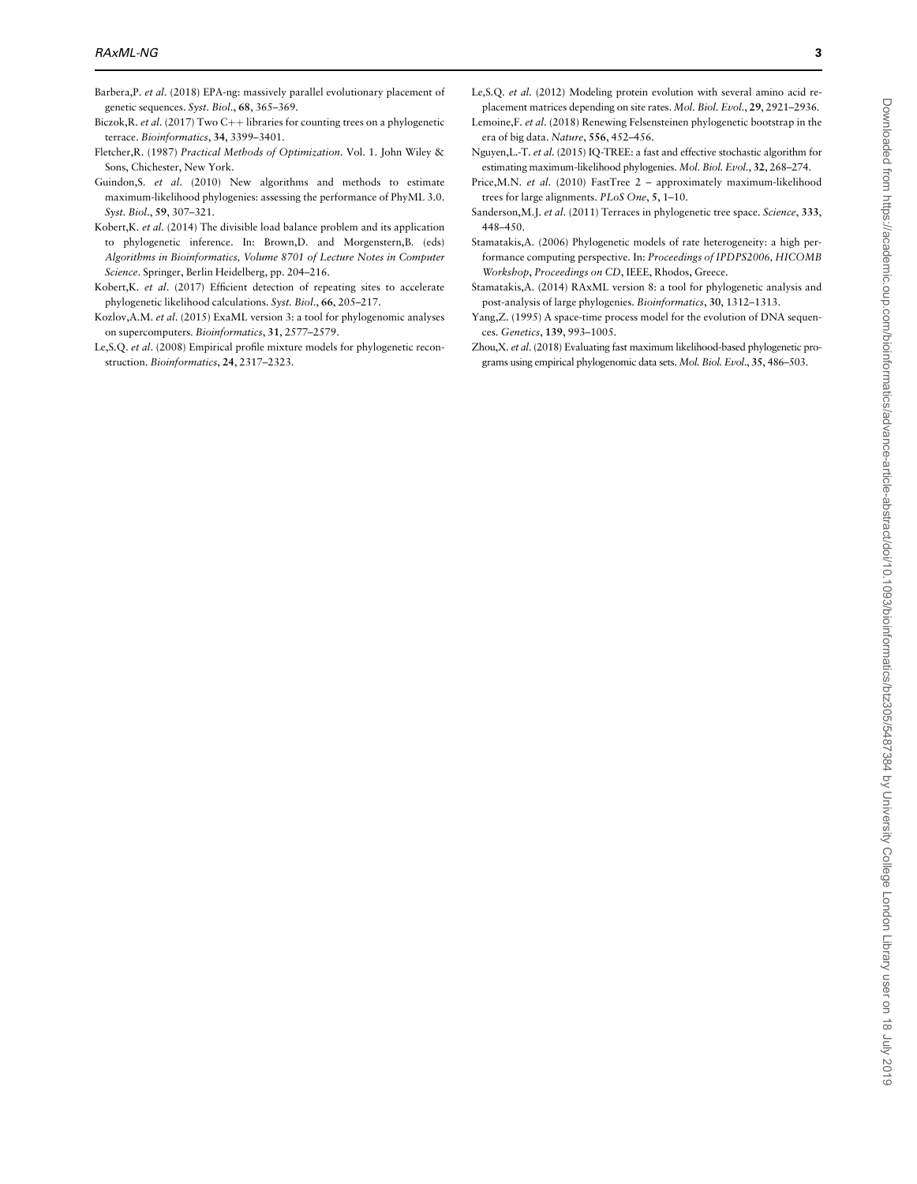Barbera,P. *et al*. (2018) EPA-ng: massively parallel evolutionary placement of genetic sequences. *Syst. Biol*., **68**, 365–369.

Biczok,R. *et al*. (2017) Two C++ libraries for counting trees on a phylogenetic terrace. *Bioinformatics*, **34**, 3399–3401.

Fletcher,R. (1987) *Practical Methods of Optimization*. Vol. 1. John Wiley & Sons, Chichester, New York.

Guindon,S. *et al*. (2010) New algorithms and methods to estimate maximum-likelihood phylogenies: assessing the performance of PhyML 3.0. *Syst. Biol*., **59**, 307–321.

Kobert,K. *et al*. (2014) The divisible load balance problem and its application to phylogenetic inference. In: Brown,D. and Morgenstern,B. (eds) *Algorithms in Bioinformatics, Volume 8701 of Lecture Notes in Computer Science*. Springer, Berlin Heidelberg, pp. 204–216.

Kobert,K. *et al*. (2017) Efficient detection of repeating sites to accelerate phylogenetic likelihood calculations. *Syst. Biol*., **66**, 205–217.

Kozlov,A.M. *et al*. (2015) ExaML version 3: a tool for phylogenomic analyses on supercomputers. *Bioinformatics*, **31**, 2577–2579.

Le,S.Q. *et al*. (2008) Empirical profile mixture models for phylogenetic reconstruction. *Bioinformatics*, **24**, 2317–2323.

Le,S.Q. *et al*. (2012) Modeling protein evolution with several amino acid replacement matrices depending on site rates. *Mol. Biol. Evol*., **29**, 2921–2936.

Lemoine,F. *et al*. (2018) Renewing Felsensteinen phylogenetic bootstrap in the era of big data. *Nature*, **556**, 452–456.

Nguyen,L.-T. *et al*. (2015) IQ-TREE: a fast and effective stochastic algorithm for estimating maximum-likelihood phylogenies. *Mol. Biol. Evol*., **32**, 268–274.

Price,M.N. *et al*. (2010) FastTree 2 – approximately maximum-likelihood trees for large alignments. *PLoS One*, **5**, 1–10.

Sanderson,M.J. *et al*. (2011) Terraces in phylogenetic tree space. *Science*, **333**, 448–450.

Stamatakis,A. (2006) Phylogenetic models of rate heterogeneity: a high performance computing perspective. In: *Proceedings of IPDPS2006, HICOMB Workshop, Proceedings on CD*, IEEE, Rhodos, Greece.

Stamatakis,A. (2014) RAxML version 8: a tool for phylogenetic analysis and post-analysis of large phylogenies. *Bioinformatics*, **30**, 1312–1313.

Yang,Z. (1995) A space-time process model for the evolution of DNA sequences. *Genetics*, **139**, 993–1005.

Zhou,X. *et al*. (2018) Evaluating fast maximum likelihood-based phylogenetic programs using empirical phylogenomic data sets. *Mol. Biol. Evol*., **35**, 486–503.